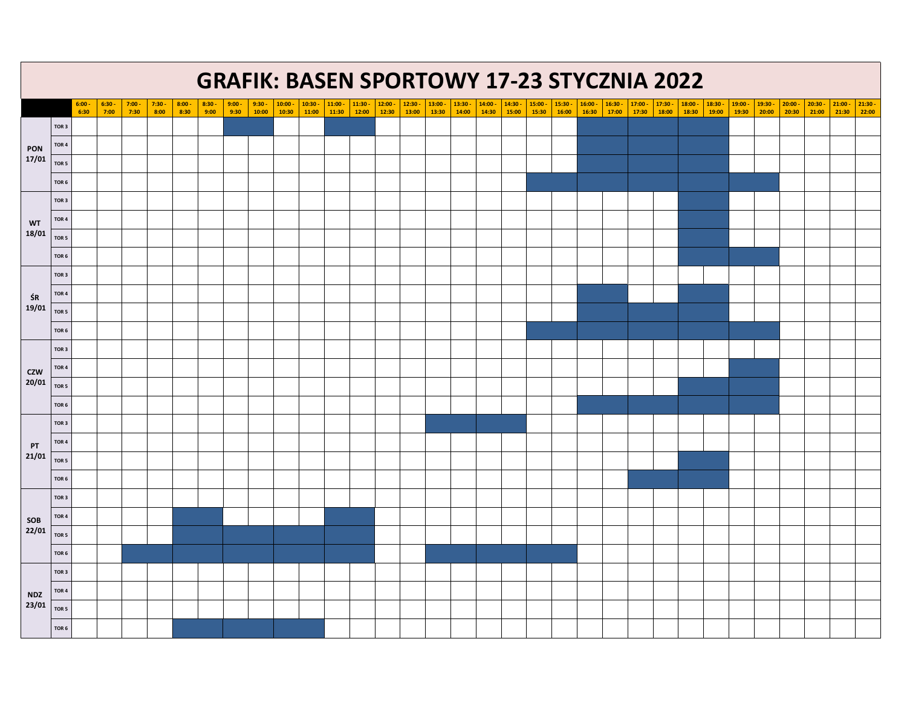# GRAFIK: BASEN SPORTOWY 17-23 STYCZNIA 2022

| | | 6:00 - 6:30 | 6:30 - 7:00 | 7:00 - 7:30 | 7:30 - 8:00 | 8:00 - 8:30 | 8:30 - 9:00 | 9:00 - 9:30 | 9:30 - 10:00 | 10:00 - 10:30 | 10:30 - 11:00 | 11:00 - 11:30 | 11:30 - 12:00 | 12:00 - 12:30 | 12:30 - 13:00 | 13:00 - 13:30 | 13:30 - 14:00 | 14:00 - 14:30 | 14:30 - 15:00 | 15:00 - 15:30 | 15:30 - 16:00 | 16:00 - 16:30 | 16:30 - 17:00 | 17:00 - 17:30 | 17:30 - 18:00 | 18:00 - 18:30 | 18:30 - 19:00 | 19:00 - 19:30 | 19:30 - 20:00 | 20:00 - 20:30 | 20:30 - 21:00 | 21:00 - 21:30 | 21:30 - 22:00 |
|---|---|---|---|---|---|---|---|---|---|---|---|---|---|---|---|---|---|---|---|---|---|---|---|---|---|---|---|---|---|---|---|---|---|
| PON 17/01 | TOR 3 | | | | | | | ■ | ■ | | | ■ | ■ | | | | | | | | | ■ | ■ | ■ | ■ | ■ | ■ | | | | | | |
| | TOR 4 | | | | | | | | | | | | | | | | | | | | | ■ | ■ | ■ | ■ | ■ | ■ | | | | | | |
| | TOR 5 | | | | | | | | | | | | | | | | | | | | | ■ | ■ | ■ | ■ | ■ | ■ | | | | | | |
| | TOR 6 | | | | | | | | | | | | | | | | | | | ■ | ■ | ■ | ■ | ■ | ■ | ■ | ■ | ■ | ■ | | | | |
| WT 18/01 | TOR 3 | | | | | | | | | | | | | | | | | | | | | | | | | ■ | ■ | | | | | | |
| | TOR 4 | | | | | | | | | | | | | | | | | | | | | | | | | ■ | ■ | | | | | | |
| | TOR 5 | | | | | | | | | | | | | | | | | | | | | | | | | ■ | ■ | | | | | | |
| | TOR 6 | | | | | | | | | | | | | | | | | | | | | | | | | ■ | ■ | ■ | ■ | | | | |
| ŚR 19/01 | TOR 3 | | | | | | | | | | | | | | | | | | | | | | | | | | | | | | | | |
| | TOR 4 | | | | | | | | | | | | | | | | | | | | | ■ | ■ | | | ■ | ■ | | | | | | |
| | TOR 5 | | | | | | | | | | | | | | | | | | | | | ■ | ■ | ■ | ■ | ■ | ■ | | | | | | |
| | TOR 6 | | | | | | | | | | | | | | | | | | | ■ | ■ | ■ | ■ | ■ | ■ | ■ | ■ | ■ | ■ | | | | |
| CZW 20/01 | TOR 3 | | | | | | | | | | | | | | | | | | | | | | | | | | | | | | | | |
| | TOR 4 | | | | | | | | | | | | | | | | | | | | | | | | | | | ■ | ■ | | | | |
| | TOR 5 | | | | | | | | | | | | | | | | | | | | | | | | | ■ | ■ | ■ | ■ | | | | |
| | TOR 6 | | | | | | | | | | | | | | | | | | | | | ■ | ■ | ■ | ■ | ■ | ■ | ■ | ■ | | | | |
| PT 21/01 | TOR 3 | | | | | | | | | | | | | | | ■ | ■ | ■ | ■ | | | | | | | | | | | | | | |
| | TOR 4 | | | | | | | | | | | | | | | | | | | | | | | | | | | | | | | | |
| | TOR 5 | | | | | | | | | | | | | | | | | | | | | | | | | ■ | ■ | | | | | | |
| | TOR 6 | | | | | | | | | | | | | | | | | | | | | | | ■ | ■ | ■ | ■ | | | | | | |
| SOB 22/01 | TOR 3 | | | | | | | | | | | | | | | | | | | | | | | | | | | | | | | | |
| | TOR 4 | | | | | ■ | ■ | | | | | ■ | ■ | | | | | | | | | | | | | | | | | | | | |
| | TOR 5 | | | | | ■ | ■ | ■ | ■ | ■ | ■ | ■ | ■ | | | | | | | | | | | | | | | | | | | | |
| | TOR 6 | | | ■ | ■ | ■ | ■ | ■ | ■ | ■ | ■ | ■ | ■ | | | ■ | ■ | ■ | ■ | ■ | ■ | | | | | | | | | | | | |
| NDZ 23/01 | TOR 3 | | | | | | | | | | | | | | | | | | | | | | | | | | | | | | | | |
| | TOR 4 | | | | | | | | | | | | | | | | | | | | | | | | | | | | | | | | |
| | TOR 5 | | | | | | | | | | | | | | | | | | | | | | | | | | | | | | | | |
| | TOR 6 | | | | | ■ | ■ | ■ | ■ | ■ | ■ | | | | | | | | | | | | | | | | | | | | | | |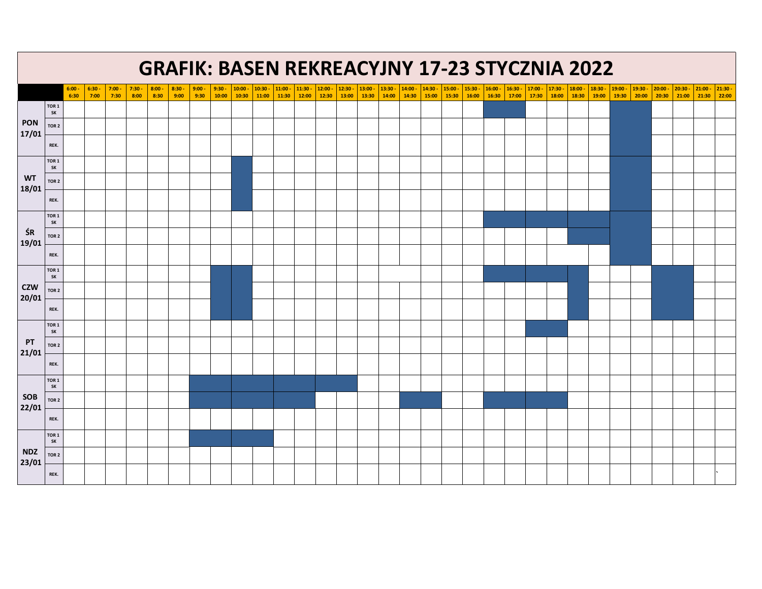# GRAFIK: BASEN REKREACYJNY 17-23 STYCZNIA 2022

| | | 6:00 - 6:30 | 6:30 - 7:00 | 7:00 - 7:30 | 7:30 - 8:00 | 8:00 - 8:30 | 8:30 - 9:00 | 9:00 - 9:30 | 9:30 - 10:00 | 10:00 - 10:30 | 10:30 - 11:00 | 11:00 - 11:30 | 11:30 - 12:00 | 12:00 - 12:30 | 12:30 - 13:00 | 13:00 - 13:30 | 13:30 - 14:00 | 14:00 - 14:30 | 14:30 - 15:00 | 15:00 - 15:30 | 15:30 - 16:00 | 16:00 - 16:30 | 16:30 - 17:00 | 17:00 - 17:30 | 17:30 - 18:00 | 18:00 - 18:30 | 18:30 - 19:00 | 19:00 - 19:30 | 19:30 - 20:00 | 20:00 - 20:30 | 20:30 - 21:00 | 21:00 - 21:30 | 21:30 - 22:00 |
|---|---|---|---|---|---|---|---|---|---|---|---|---|---|---|---|---|---|---|---|---|---|---|---|---|---|---|---|---|---|---|---|---|---|
| PON 17/01 | TOR 1 SK | | | | | | | | | | | | | | | | | | | | | | | | | | | | | | | | |
| | TOR 2 | | | | | | | | | | | | | | | | | | | | | | | | | | | | | | | | |
| | REK. | | | | | | | | | | | | | | | | | | | | | | | | | | | | | | | | |
| WT 18/01 | TOR 1 SK | | | | | | | | | | | | | | | | | | | | | | | | | | | | | | | | |
| | TOR 2 | | | | | | | | | | | | | | | | | | | | | | | | | | | | | | | | |
| | REK. | | | | | | | | | | | | | | | | | | | | | | | | | | | | | | | | |
| ŚR 19/01 | TOR 1 SK | | | | | | | | | | | | | | | | | | | | | | | | | | | | | | | | |
| | TOR 2 | | | | | | | | | | | | | | | | | | | | | | | | | | | | | | | | |
| | REK. | | | | | | | | | | | | | | | | | | | | | | | | | | | | | | | | |
| CZW 20/01 | TOR 1 SK | | | | | | | | | | | | | | | | | | | | | | | | | | | | | | | | |
| | TOR 2 | | | | | | | | | | | | | | | | | | | | | | | | | | | | | | | | |
| | REK. | | | | | | | | | | | | | | | | | | | | | | | | | | | | | | | | |
| PT 21/01 | TOR 1 SK | | | | | | | | | | | | | | | | | | | | | | | | | | | | | | | | |
| | TOR 2 | | | | | | | | | | | | | | | | | | | | | | | | | | | | | | | | |
| | REK. | | | | | | | | | | | | | | | | | | | | | | | | | | | | | | | | |
| SOB 22/01 | TOR 1 SK | | | | | | | | | | | | | | | | | | | | | | | | | | | | | | | | |
| | TOR 2 | | | | | | | | | | | | | | | | | | | | | | | | | | | | | | | | |
| | REK. | | | | | | | | | | | | | | | | | | | | | | | | | | | | | | | | |
| NDZ 23/01 | TOR 1 SK | | | | | | | | | | | | | | | | | | | | | | | | | | | | | | | | |
| | TOR 2 | | | | | | | | | | | | | | | | | | | | | | | | | | | | | | | | |
| | REK. | | | | | | | | | | | | | | | | | | | | | | | | | | | | | | | | ` |